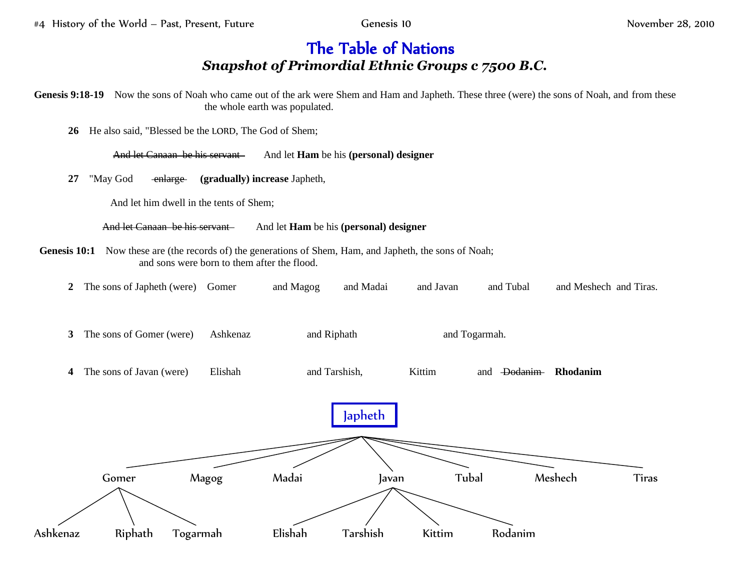# The Table of Nations

## *Snapshot of Primordial Ethnic Groups c 7500 B.C.*

**Genesis 9:18-19** Now the sons of Noah who came out of the ark were Shem and Ham and Japheth. These three (were) the sons of Noah, and from these the whole earth was populated.

**26** He also said, "Blessed be the LORD, The God of Shem;

~~And let Canaan be his servant~~ And let **Ham** be his **(personal) designer**

**27** "May God ~~enlarge~~ **(gradually) increase** Japheth,

And let him dwell in the tents of Shem;

~~And let Canaan be his servant~~ And let **Ham** be his **(personal) designer**

**Genesis 10:1** Now these are (the records of) the generations of Shem, Ham, and Japheth, the sons of Noah; and sons were born to them after the flood.

**2** The sons of Japheth (were) Gomer and Magog and Madai and Javan and Tubal and Meshech and Tiras.

**3** The sons of Gomer (were) Ashkenaz and Riphath and Togarmah.

**4** The sons of Javan (were) Elishah and Tarshish, Kittim and ~~Dodanim~~ **Rhodanim**

Japheth

Gomer Magog Madai Javan Tubal Meshech Tiras

Ashkenaz Riphath Togarmah Elishah Tarshish Kittim Rodanim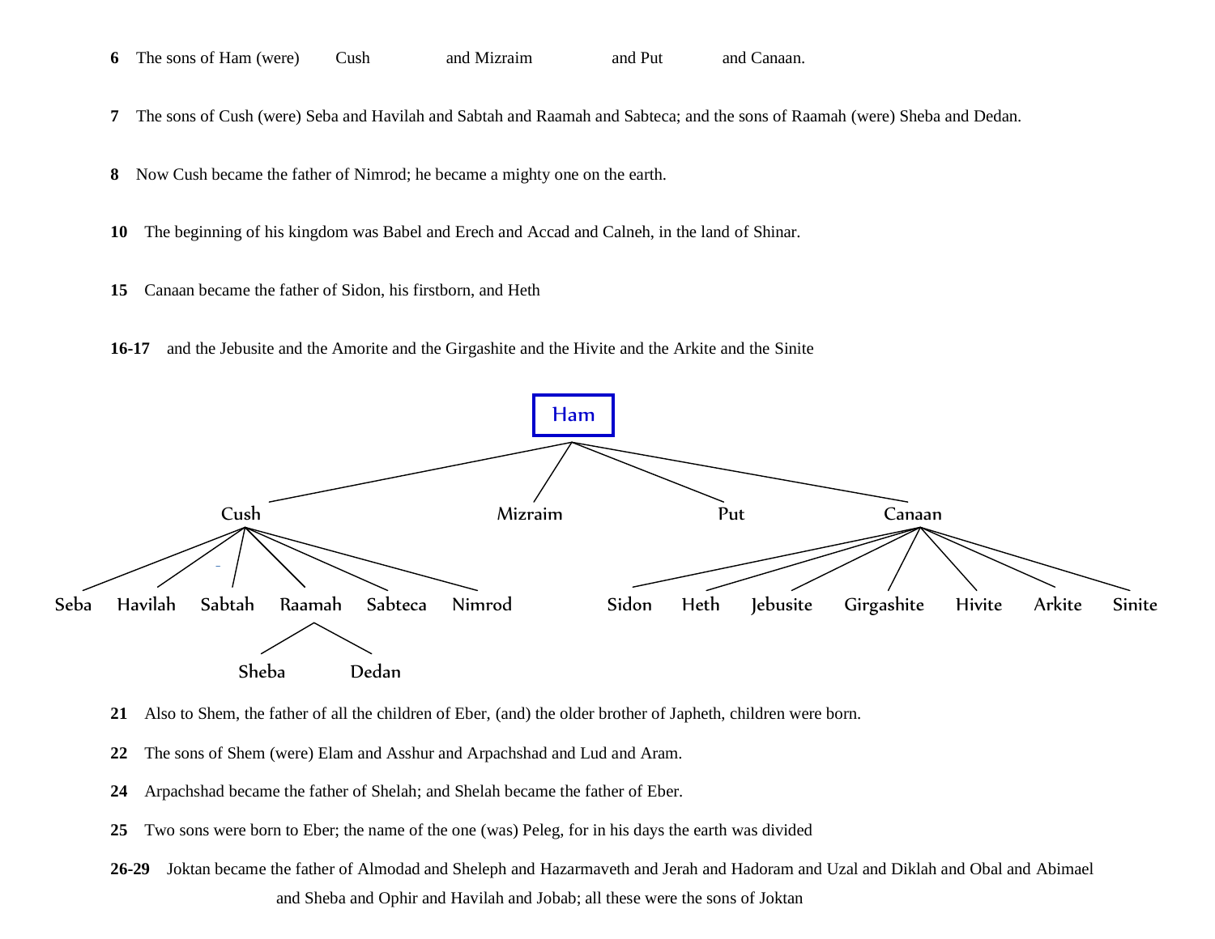**6** The sons of Ham (were) Cush and Mizraim and Put and Canaan.

**7** The sons of Cush (were) Seba and Havilah and Sabtah and Raamah and Sabteca; and the sons of Raamah (were) Sheba and Dedan.

**8** Now Cush became the father of Nimrod; he became a mighty one on the earth.

**10** The beginning of his kingdom was Babel and Erech and Accad and Calneh, in the land of Shinar.

**15** Canaan became the father of Sidon, his firstborn, and Heth

**16-17** and the Jebusite and the Amorite and the Girgashite and the Hivite and the Arkite and the Sinite

Ham

Cush
Mizraim
Put
Canaan

Seba
Havilah
Sabtah
Raamah
Sabteca
Nimrod

Sidon
Heth
Jebusite
Girgashite
Hivite
Arkite
Sinite

Sheba
Dedan

**21** Also to Shem, the father of all the children of Eber, (and) the older brother of Japheth, children were born.

**22** The sons of Shem (were) Elam and Asshur and Arpachshad and Lud and Aram.

**24** Arpachshad became the father of Shelah; and Shelah became the father of Eber.

**25** Two sons were born to Eber; the name of the one (was) Peleg, for in his days the earth was divided

**26-29** Joktan became the father of Almodad and Sheleph and Hazarmaveth and Jerah and Hadoram and Uzal and Diklah and Obal and Abimael and Sheba and Ophir and Havilah and Jobab; all these were the sons of Joktan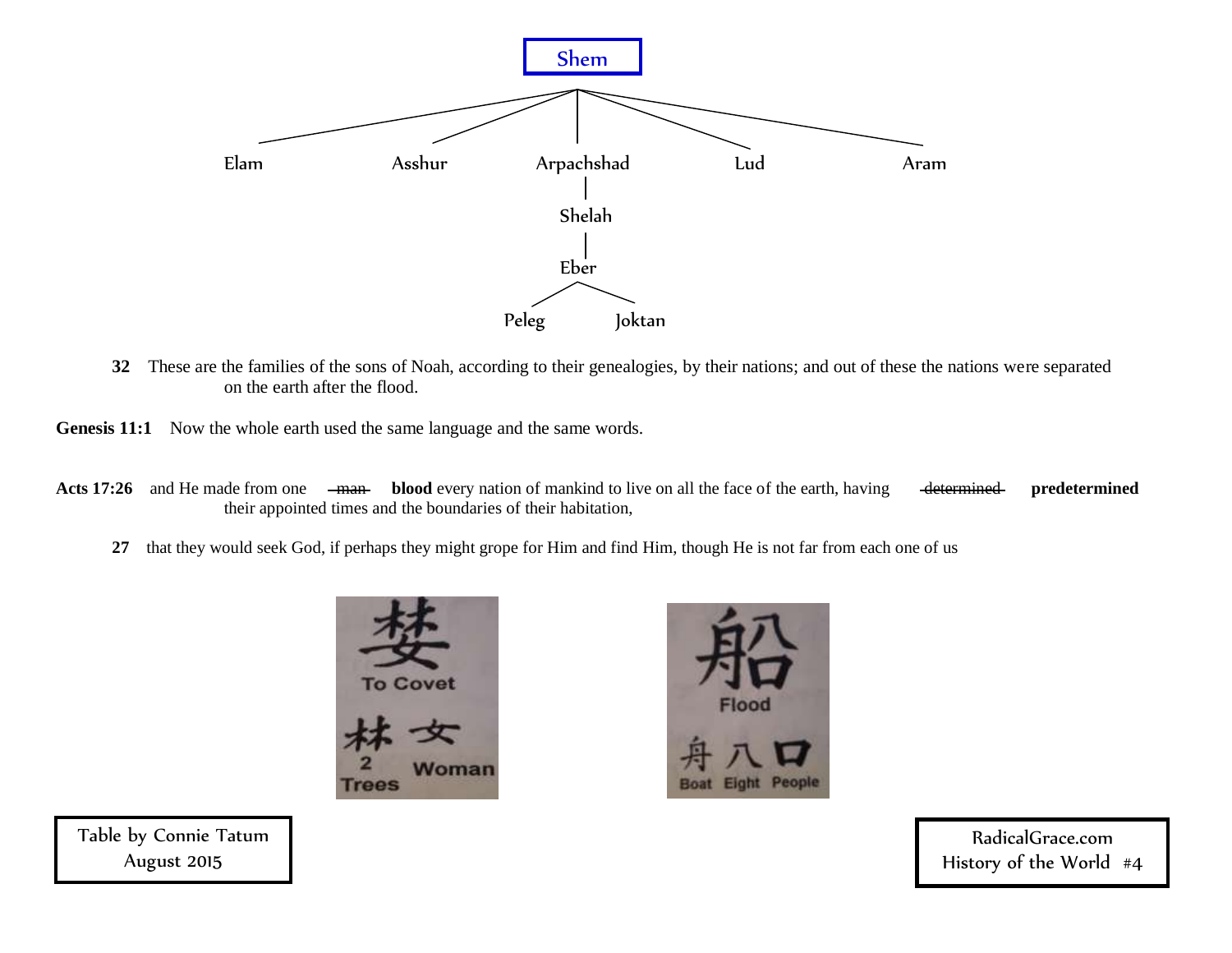Shem

Elam — Asshur — Arpachshad — Lud — Aram

Arpachshad
|
Shelah
|
Eber

Peleg — Joktan

**32** These are the families of the sons of Noah, according to their genealogies, by their nations; and out of these the nations were separated on the earth after the flood.

**Genesis 11:1** Now the whole earth used the same language and the same words.

**Acts 17:26** and He made from one ~~man~~ **blood** every nation of mankind to live on all the face of the earth, having ~~determined~~ **predetermined** their appointed times and the boundaries of their habitation,

**27** that they would seek God, if perhaps they might grope for Him and find Him, though He is not far from each one of us

婪
To Covet
林 女
2 Trees Woman

船
Flood
舟 八 口
Boat Eight People

Table by Connie Tatum
August 2015

RadicalGrace.com
History of the World #4